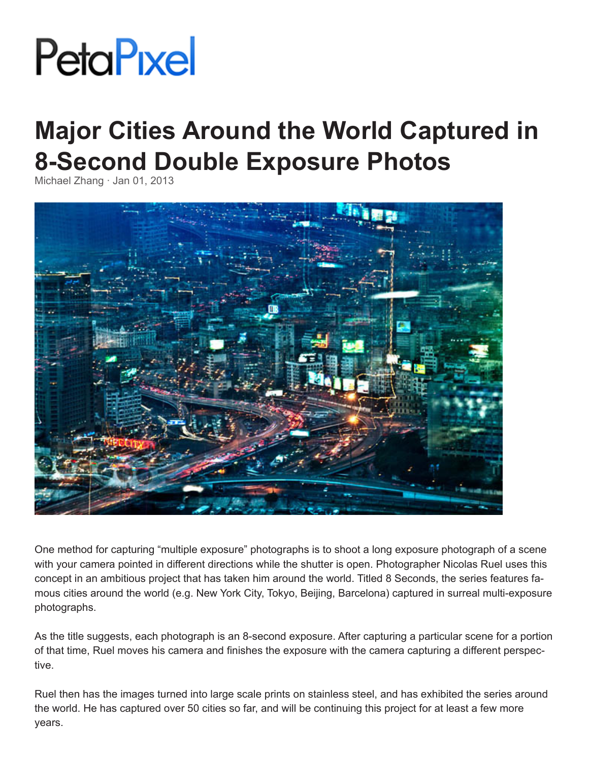PetaPixel

# Major Cities Around the World Captured in 8-Second Double Exposure Photos

Michael Zhang · Jan 01, 2013

One method for capturing "multiple exposure" photographs is to shoot a long exposure photograph of a scene with your camera pointed in different directions while the shutter is open. Photographer Nicolas Ruel uses this concept in an ambitious project that has taken him around the world. Titled 8 Seconds, the series features famous cities around the world (e.g. New York City, Tokyo, Beijing, Barcelona) captured in surreal multi-exposure photographs.

As the title suggests, each photograph is an 8-second exposure. After capturing a particular scene for a portion of that time, Ruel moves his camera and finishes the exposure with the camera capturing a different perspective.

Ruel then has the images turned into large scale prints on stainless steel, and has exhibited the series around the world. He has captured over 50 cities so far, and will be continuing this project for at least a few more years.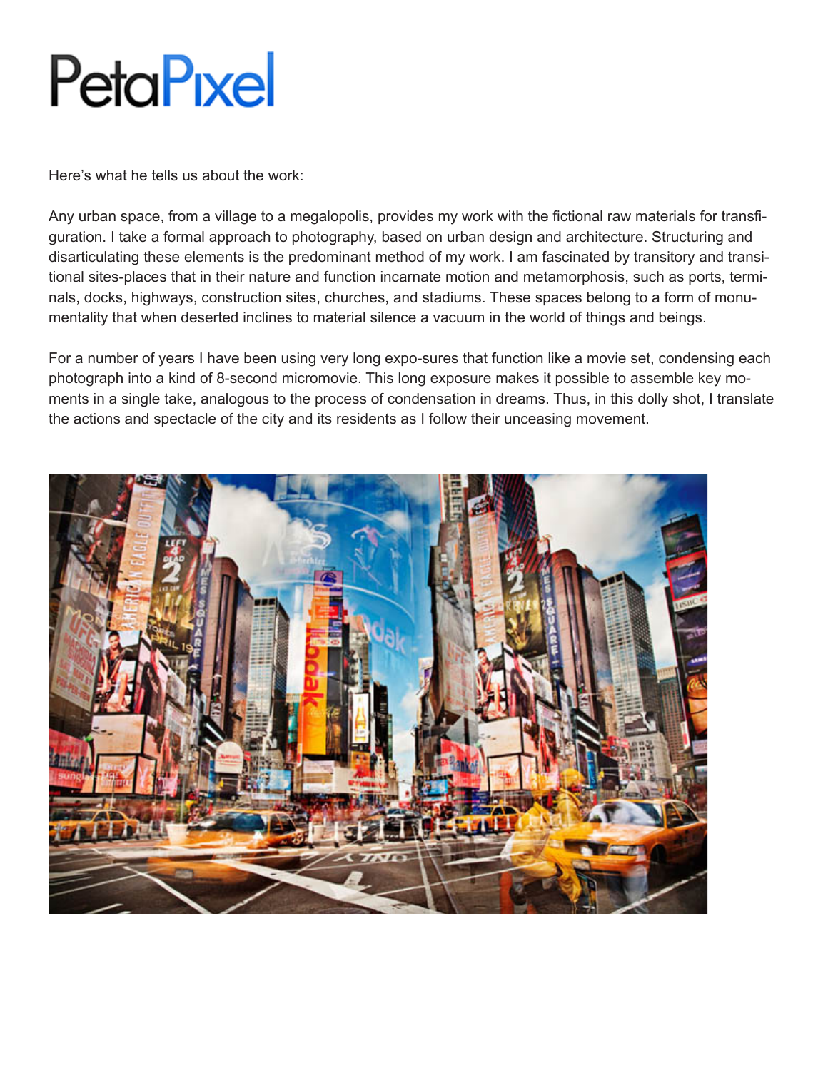# PetaPixel

Here's what he tells us about the work:

Any urban space, from a village to a megalopolis, provides my work with the fictional raw materials for transfiguration. I take a formal approach to photography, based on urban design and architecture. Structuring and disarticulating these elements is the predominant method of my work. I am fascinated by transitory and transitional sites-places that in their nature and function incarnate motion and metamorphosis, such as ports, terminals, docks, highways, construction sites, churches, and stadiums. These spaces belong to a form of monumentality that when deserted inclines to material silence a vacuum in the world of things and beings.

For a number of years I have been using very long expo-sures that function like a movie set, condensing each photograph into a kind of 8-second micromovie. This long exposure makes it possible to assemble key moments in a single take, analogous to the process of condensation in dreams. Thus, in this dolly shot, I translate the actions and spectacle of the city and its residents as I follow their unceasing movement.